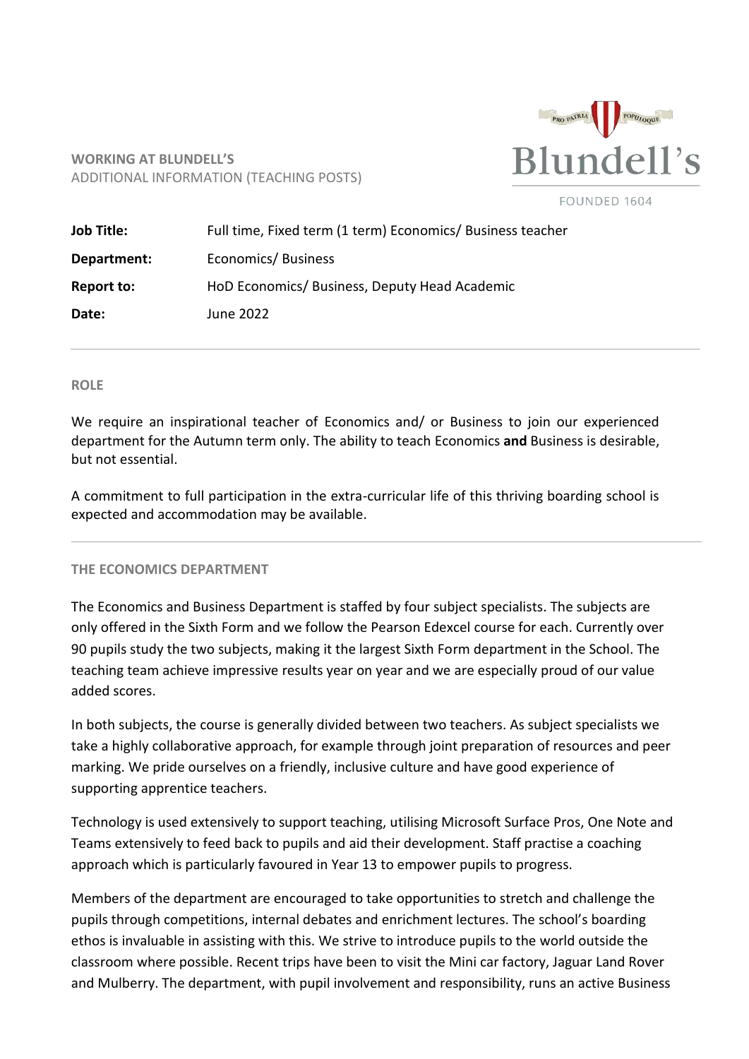**WORKING AT BLUNDELL'S**
ADDITIONAL INFORMATION (TEACHING POSTS)

Blundell's
FOUNDED 1604

| | |
|---|---|
| **Job Title:** | Full time, Fixed term (1 term) Economics/ Business teacher |
| **Department:** | Economics/ Business |
| **Report to:** | HoD Economics/ Business, Deputy Head Academic |
| **Date:** | June 2022 |

## ROLE

We require an inspirational teacher of Economics and/ or Business to join our experienced department for the Autumn term only. The ability to teach Economics **and** Business is desirable, but not essential.

A commitment to full participation in the extra-curricular life of this thriving boarding school is expected and accommodation may be available.

## THE ECONOMICS DEPARTMENT

The Economics and Business Department is staffed by four subject specialists. The subjects are only offered in the Sixth Form and we follow the Pearson Edexcel course for each. Currently over 90 pupils study the two subjects, making it the largest Sixth Form department in the School. The teaching team achieve impressive results year on year and we are especially proud of our value added scores.

In both subjects, the course is generally divided between two teachers. As subject specialists we take a highly collaborative approach, for example through joint preparation of resources and peer marking. We pride ourselves on a friendly, inclusive culture and have good experience of supporting apprentice teachers.

Technology is used extensively to support teaching, utilising Microsoft Surface Pros, One Note and Teams extensively to feed back to pupils and aid their development. Staff practise a coaching approach which is particularly favoured in Year 13 to empower pupils to progress.

Members of the department are encouraged to take opportunities to stretch and challenge the pupils through competitions, internal debates and enrichment lectures. The school's boarding ethos is invaluable in assisting with this. We strive to introduce pupils to the world outside the classroom where possible. Recent trips have been to visit the Mini car factory, Jaguar Land Rover and Mulberry. The department, with pupil involvement and responsibility, runs an active Business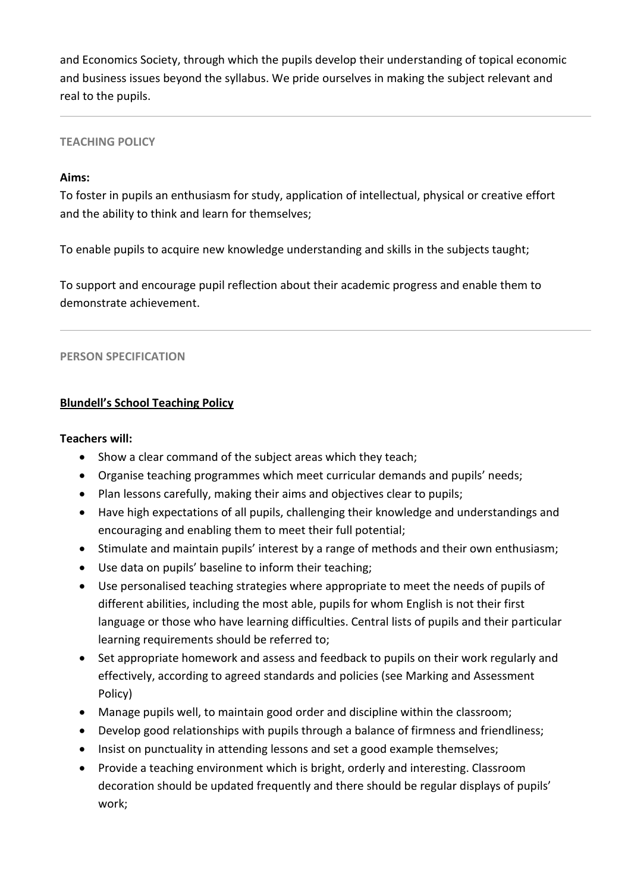and Economics Society, through which the pupils develop their understanding of topical economic and business issues beyond the syllabus. We pride ourselves in making the subject relevant and real to the pupils.

---

## TEACHING POLICY

**Aims:**

To foster in pupils an enthusiasm for study, application of intellectual, physical or creative effort and the ability to think and learn for themselves;

To enable pupils to acquire new knowledge understanding and skills in the subjects taught;

To support and encourage pupil reflection about their academic progress and enable them to demonstrate achievement.

---

## PERSON SPECIFICATION

### Blundell's School Teaching Policy

**Teachers will:**

- Show a clear command of the subject areas which they teach;
- Organise teaching programmes which meet curricular demands and pupils' needs;
- Plan lessons carefully, making their aims and objectives clear to pupils;
- Have high expectations of all pupils, challenging their knowledge and understandings and encouraging and enabling them to meet their full potential;
- Stimulate and maintain pupils' interest by a range of methods and their own enthusiasm;
- Use data on pupils' baseline to inform their teaching;
- Use personalised teaching strategies where appropriate to meet the needs of pupils of different abilities, including the most able, pupils for whom English is not their first language or those who have learning difficulties. Central lists of pupils and their particular learning requirements should be referred to;
- Set appropriate homework and assess and feedback to pupils on their work regularly and effectively, according to agreed standards and policies (see Marking and Assessment Policy)
- Manage pupils well, to maintain good order and discipline within the classroom;
- Develop good relationships with pupils through a balance of firmness and friendliness;
- Insist on punctuality in attending lessons and set a good example themselves;
- Provide a teaching environment which is bright, orderly and interesting. Classroom decoration should be updated frequently and there should be regular displays of pupils' work;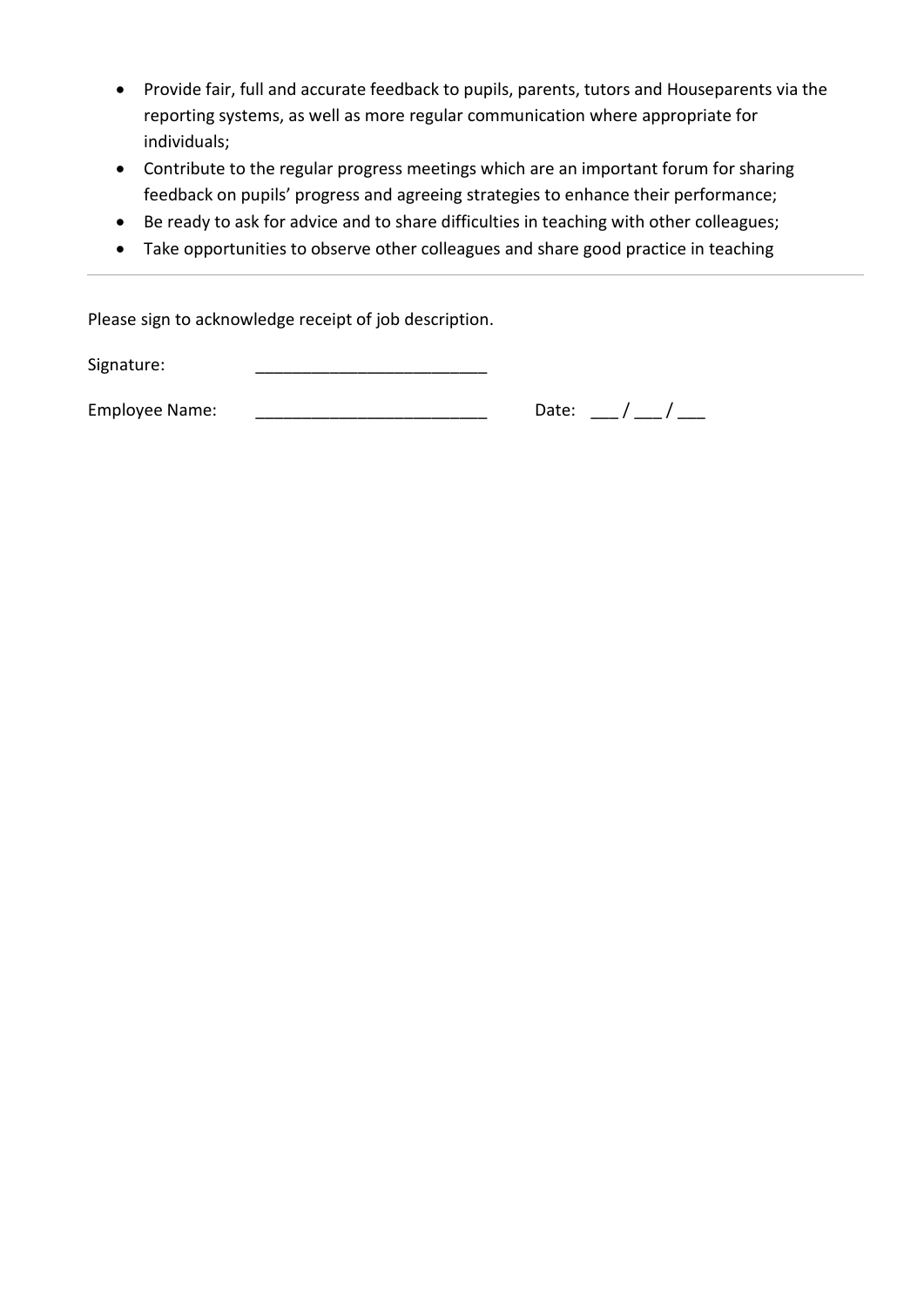- Provide fair, full and accurate feedback to pupils, parents, tutors and Houseparents via the reporting systems, as well as more regular communication where appropriate for individuals;
- Contribute to the regular progress meetings which are an important forum for sharing feedback on pupils' progress and agreeing strategies to enhance their performance;
- Be ready to ask for advice and to share difficulties in teaching with other colleagues;
- Take opportunities to observe other colleagues and share good practice in teaching

---

Please sign to acknowledge receipt of job description.

Signature: _________________________

Employee Name: _________________________ Date: ___ / ___ / ___